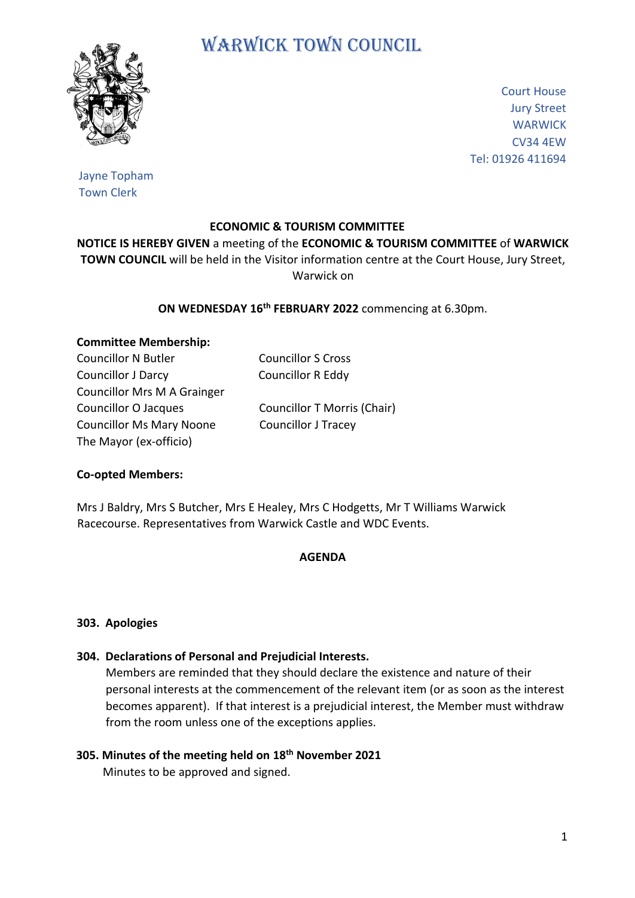# WARWICK TOWN COUNCIL

Court House
Jury Street
WARWICK
CV34 4EW
Tel: 01926 411694

Jayne Topham
Town Clerk

**ECONOMIC & TOURISM COMMITTEE**

**NOTICE IS HEREBY GIVEN** a meeting of the **ECONOMIC & TOURISM COMMITTEE** of **WARWICK TOWN COUNCIL** will be held in the Visitor information centre at the Court House, Jury Street, Warwick on

**ON WEDNESDAY 16th FEBRUARY 2022** commencing at 6.30pm.

**Committee Membership:**

Councillor N Butler
Councillor J Darcy
Councillor Mrs M A Grainger
Councillor O Jacques
Councillor Ms Mary Noone
The Mayor (ex-officio)
Councillor S Cross
Councillor R Eddy
Councillor T Morris (Chair)
Councillor J Tracey

**Co-opted Members:**

Mrs J Baldry, Mrs S Butcher, Mrs E Healey, Mrs C Hodgetts, Mr T Williams Warwick Racecourse. Representatives from Warwick Castle and WDC Events.

**AGENDA**

**303. Apologies**

**304. Declarations of Personal and Prejudicial Interests.**
Members are reminded that they should declare the existence and nature of their personal interests at the commencement of the relevant item (or as soon as the interest becomes apparent). If that interest is a prejudicial interest, the Member must withdraw from the room unless one of the exceptions applies.

**305. Minutes of the meeting held on 18th November 2021**
Minutes to be approved and signed.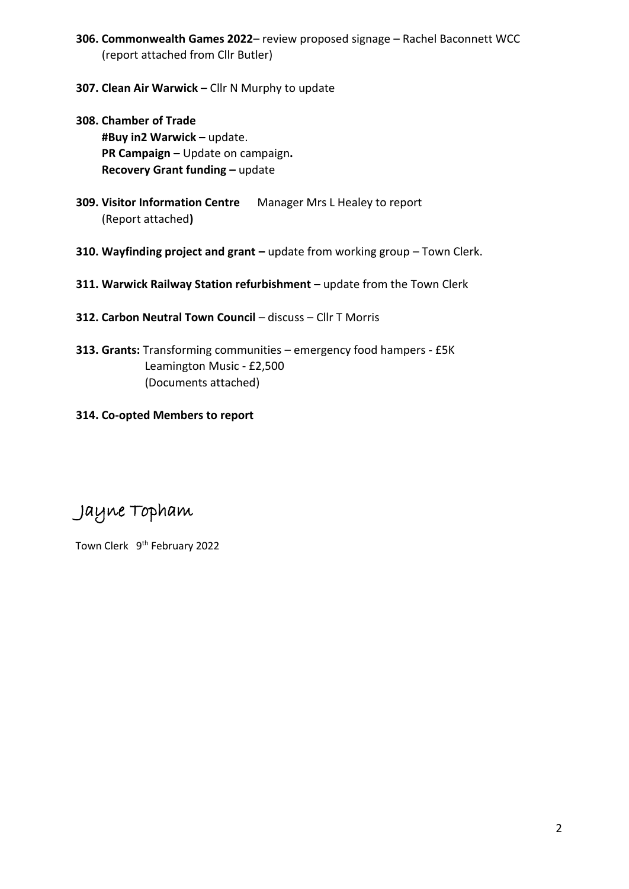**306. Commonwealth Games 2022**– review proposed signage – Rachel Baconnett WCC (report attached from Cllr Butler)

**307. Clean Air Warwick –** Cllr N Murphy to update

**308. Chamber of Trade**
**#Buy in2 Warwick –** update.
**PR Campaign –** Update on campaign**.**
**Recovery Grant funding –** update

**309. Visitor Information Centre** Manager Mrs L Healey to report (Report attached**)**

**310. Wayfinding project and grant –** update from working group – Town Clerk.

**311. Warwick Railway Station refurbishment –** update from the Town Clerk

**312. Carbon Neutral Town Council** – discuss – Cllr T Morris

**313. Grants:** Transforming communities – emergency food hampers - £5K
Leamington Music - £2,500
(Documents attached)

**314. Co-opted Members to report**

Jayne Topham

Town Clerk 9th February 2022